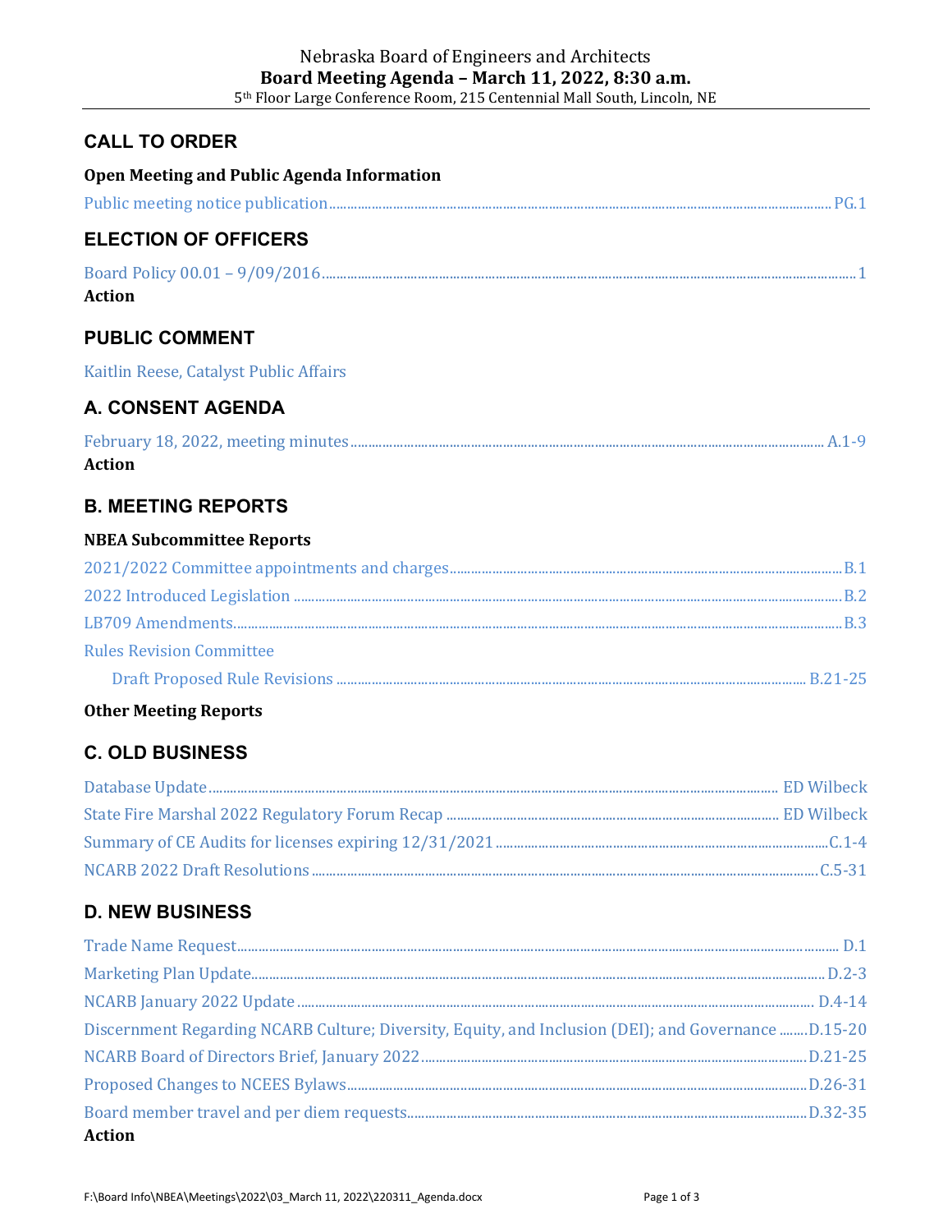Nebraska Board of Engineers and Architects

**Board Meeting Agenda – March 11, 2022, 8:30 a.m.**

5th Floor Large Conference Room, 215 Centennial Mall South, Lincoln, NE

## CALL TO ORDER

**Open Meeting and Public Agenda Information**

Public meeting notice publication ........ PG.1

## ELECTION OF OFFICERS

Board Policy 00.01 – 9/09/2016 ........ 1

**Action**

## PUBLIC COMMENT

Kaitlin Reese, Catalyst Public Affairs

## A. CONSENT AGENDA

February 18, 2022, meeting minutes ........ A.1-9

**Action**

## B. MEETING REPORTS

**NBEA Subcommittee Reports**

2021/2022 Committee appointments and charges ........ B.1

2022 Introduced Legislation ........ B.2

LB709 Amendments ........ B.3

Rules Revision Committee

- Draft Proposed Rule Revisions ........ B.21-25

**Other Meeting Reports**

## C. OLD BUSINESS

Database Update ........ ED Wilbeck

State Fire Marshal 2022 Regulatory Forum Recap ........ ED Wilbeck

Summary of CE Audits for licenses expiring 12/31/2021 ........ C.1-4

NCARB 2022 Draft Resolutions ........ C.5-31

## D. NEW BUSINESS

Trade Name Request ........ D.1

Marketing Plan Update ........ D.2-3

NCARB January 2022 Update ........ D.4-14

Discernment Regarding NCARB Culture; Diversity, Equity, and Inclusion (DEI); and Governance ........ D.15-20

NCARB Board of Directors Brief, January 2022 ........ D.21-25

Proposed Changes to NCEES Bylaws ........ D.26-31

Board member travel and per diem requests ........ D.32-35

**Action**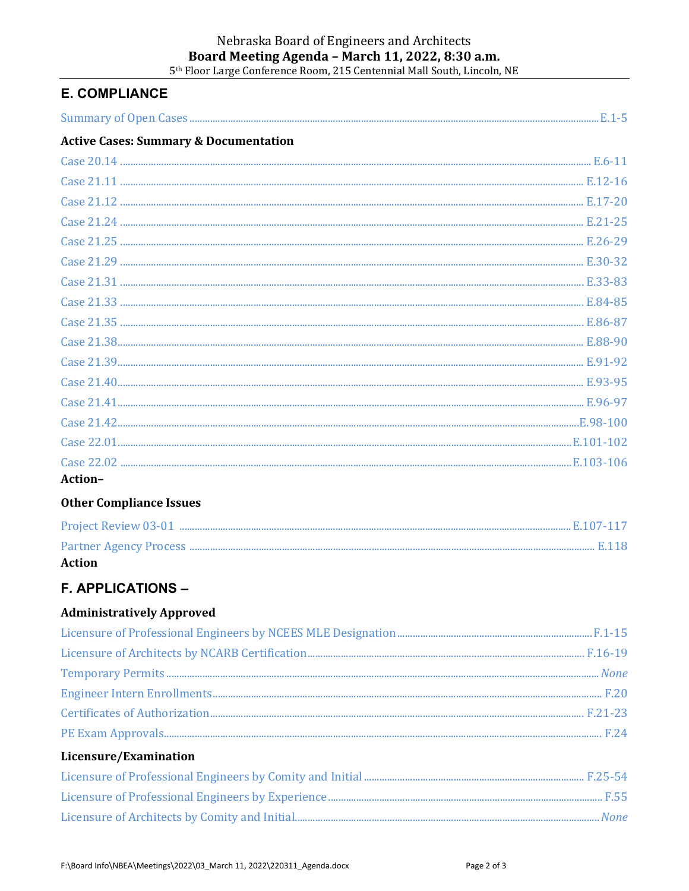Nebraska Board of Engineers and Architects
**Board Meeting Agenda – March 11, 2022, 8:30 a.m.**
5th Floor Large Conference Room, 215 Centennial Mall South, Lincoln, NE

## E. COMPLIANCE

Summary of Open Cases .......... E.1-5

### Active Cases: Summary & Documentation

Case 20.14 .......... E.6-11
Case 21.11 .......... E.12-16
Case 21.12 .......... E.17-20
Case 21.24 .......... E.21-25
Case 21.25 .......... E.26-29
Case 21.29 .......... E.30-32
Case 21.31 .......... E.33-83
Case 21.33 .......... E.84-85
Case 21.35 .......... E.86-87
Case 21.38 .......... E.88-90
Case 21.39 .......... E.91-92
Case 21.40 .......... E.93-95
Case 21.41 .......... E.96-97
Case 21.42 .......... E.98-100
Case 22.01 .......... E.101-102
Case 22.02 .......... E.103-106

**Action–**

### Other Compliance Issues

Project Review 03-01 .......... E.107-117
Partner Agency Process .......... E.118

**Action**

## F. APPLICATIONS –

### Administratively Approved

Licensure of Professional Engineers by NCEES MLE Designation .......... F.1-15
Licensure of Architects by NCARB Certification .......... F.16-19
Temporary Permits .......... *None*
Engineer Intern Enrollments .......... F.20
Certificates of Authorization .......... F.21-23
PE Exam Approvals .......... F.24

### Licensure/Examination

Licensure of Professional Engineers by Comity and Initial .......... F.25-54
Licensure of Professional Engineers by Experience .......... F.55
Licensure of Architects by Comity and Initial .......... *None*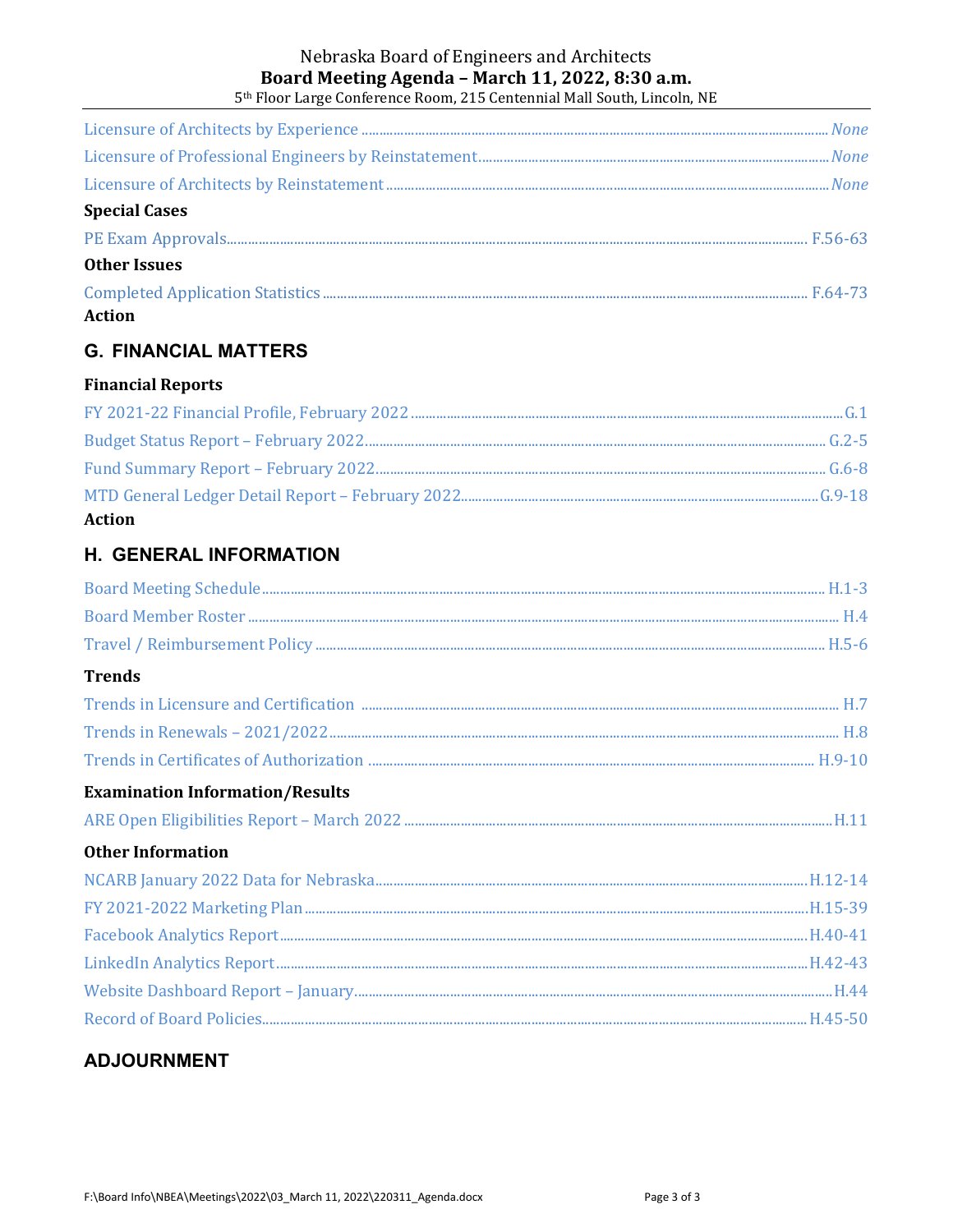Nebraska Board of Engineers and Architects
**Board Meeting Agenda – March 11, 2022, 8:30 a.m.**
5th Floor Large Conference Room, 215 Centennial Mall South, Lincoln, NE

Licensure of Architects by Experience ........ *None*
Licensure of Professional Engineers by Reinstatement ........ *None*
Licensure of Architects by Reinstatement ........ *None*

**Special Cases**

PE Exam Approvals ........ F.56-63

**Other Issues**

Completed Application Statistics ........ F.64-73

**Action**

## G. FINANCIAL MATTERS

**Financial Reports**

FY 2021-22 Financial Profile, February 2022 ........ G.1
Budget Status Report – February 2022 ........ G.2-5
Fund Summary Report – February 2022 ........ G.6-8
MTD General Ledger Detail Report – February 2022 ........ G.9-18

**Action**

## H. GENERAL INFORMATION

Board Meeting Schedule ........ H.1-3
Board Member Roster ........ H.4
Travel / Reimbursement Policy ........ H.5-6

**Trends**

Trends in Licensure and Certification ........ H.7
Trends in Renewals – 2021/2022 ........ H.8
Trends in Certificates of Authorization ........ H.9-10

**Examination Information/Results**

ARE Open Eligibilities Report – March 2022 ........ H.11

**Other Information**

NCARB January 2022 Data for Nebraska ........ H.12-14
FY 2021-2022 Marketing Plan ........ H.15-39
Facebook Analytics Report ........ H.40-41
LinkedIn Analytics Report ........ H.42-43
Website Dashboard Report – January ........ H.44
Record of Board Policies ........ H.45-50

## ADJOURNMENT

F:\Board Info\NBEA\Meetings\2022\03_March 11, 2022\220311_Agenda.docx